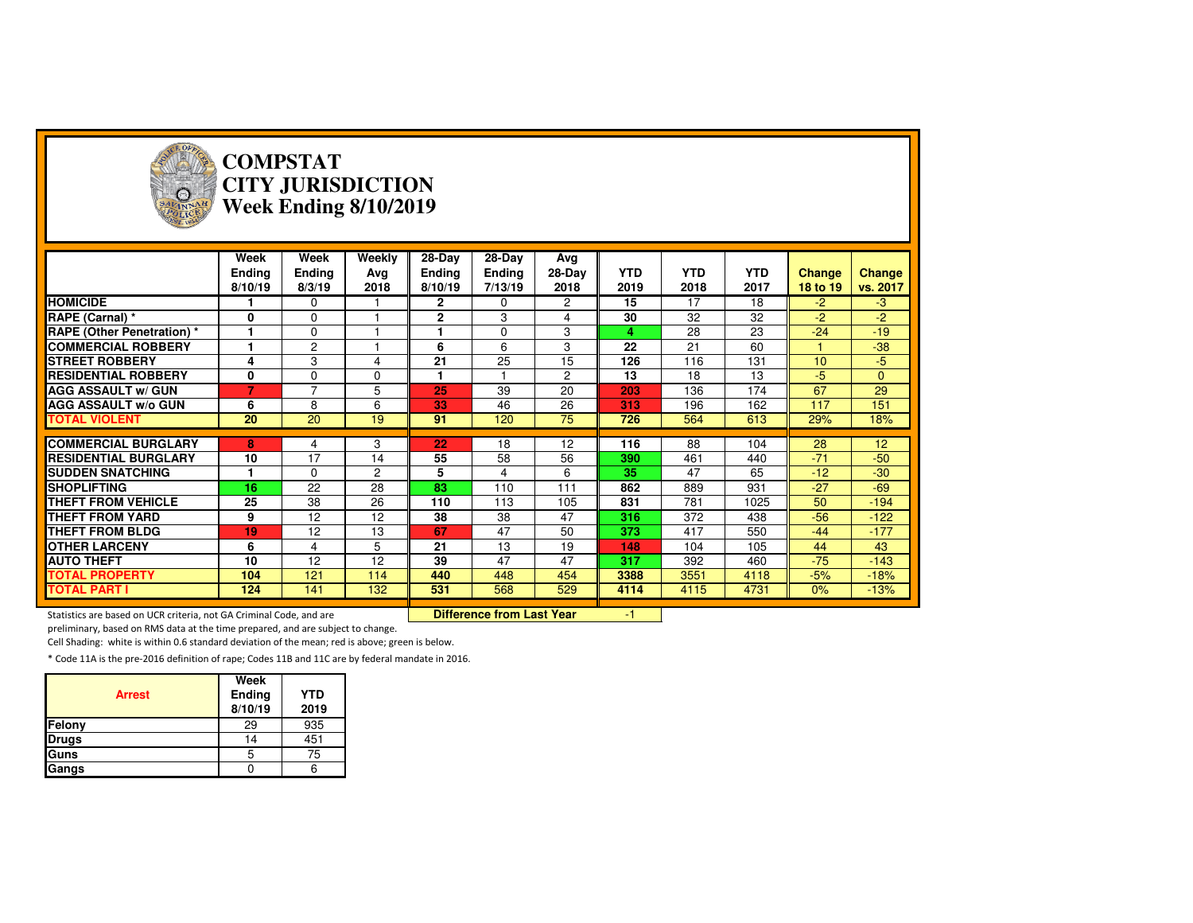# COMPSTAT
# CITY JURISDICTION
# Week Ending 8/10/2019

| | Week Ending 8/10/19 | Week Ending 8/3/19 | Weekly Avg 2018 | 28-Day Ending 8/10/19 | 28-Day Ending 7/13/19 | Avg 28-Day 2018 | YTD 2019 | YTD 2018 | YTD 2017 | Change 18 to 19 | Change vs. 2017 |
|---|---|---|---|---|---|---|---|---|---|---|---|
| **HOMICIDE** | 1 | 0 | 1 | 2 | 0 | 2 | 15 | 17 | 18 | -2 | -3 |
| **RAPE (Carnal) *** | 0 | 0 | 1 | 2 | 3 | 4 | 30 | 32 | 32 | -2 | -2 |
| **RAPE (Other Penetration) *** | 1 | 0 | 1 | 1 | 0 | 3 | 4 | 28 | 23 | -24 | -19 |
| **COMMERCIAL ROBBERY** | 1 | 2 | 1 | 6 | 6 | 3 | 22 | 21 | 60 | 1 | -38 |
| **STREET ROBBERY** | 4 | 3 | 4 | 21 | 25 | 15 | 126 | 116 | 131 | 10 | -5 |
| **RESIDENTIAL ROBBERY** | 0 | 0 | 0 | 1 | 1 | 2 | 13 | 18 | 13 | -5 | 0 |
| **AGG ASSAULT w/ GUN** | 7 | 7 | 5 | 25 | 39 | 20 | 203 | 136 | 174 | 67 | 29 |
| **AGG ASSAULT w/o GUN** | 6 | 8 | 6 | 33 | 46 | 26 | 313 | 196 | 162 | 117 | 151 |
| **TOTAL VIOLENT** | 20 | 20 | 19 | 91 | 120 | 75 | 726 | 564 | 613 | 29% | 18% |
| **COMMERCIAL BURGLARY** | 8 | 4 | 3 | 22 | 18 | 12 | 116 | 88 | 104 | 28 | 12 |
| **RESIDENTIAL BURGLARY** | 10 | 17 | 14 | 55 | 58 | 56 | 390 | 461 | 440 | -71 | -50 |
| **SUDDEN SNATCHING** | 1 | 0 | 2 | 5 | 4 | 6 | 35 | 47 | 65 | -12 | -30 |
| **SHOPLIFTING** | 16 | 22 | 28 | 83 | 110 | 111 | 862 | 889 | 931 | -27 | -69 |
| **THEFT FROM VEHICLE** | 25 | 38 | 26 | 110 | 113 | 105 | 831 | 781 | 1025 | 50 | -194 |
| **THEFT FROM YARD** | 9 | 12 | 12 | 38 | 38 | 47 | 316 | 372 | 438 | -56 | -122 |
| **THEFT FROM BLDG** | 19 | 12 | 13 | 67 | 47 | 50 | 373 | 417 | 550 | -44 | -177 |
| **OTHER LARCENY** | 6 | 4 | 5 | 21 | 13 | 19 | 148 | 104 | 105 | 44 | 43 |
| **AUTO THEFT** | 10 | 12 | 12 | 39 | 47 | 47 | 317 | 392 | 460 | -75 | -143 |
| **TOTAL PROPERTY** | 104 | 121 | 114 | 440 | 448 | 454 | 3388 | 3551 | 4118 | -5% | -18% |
| **TOTAL PART I** | 124 | 141 | 132 | 531 | 568 | 529 | 4114 | 4115 | 4731 | 0% | -13% |

**Difference from Last Year** -1

Statistics are based on UCR criteria, not GA Criminal Code, and are preliminary, based on RMS data at the time prepared, and are subject to change.

Cell Shading: white is within 0.6 standard deviation of the mean; red is above; green is below.

* Code 11A is the pre-2016 definition of rape; Codes 11B and 11C are by federal mandate in 2016.

| Arrest | Week Ending 8/10/19 | YTD 2019 |
|---|---|---|
| **Felony** | 29 | 935 |
| **Drugs** | 14 | 451 |
| **Guns** | 5 | 75 |
| **Gangs** | 0 | 6 |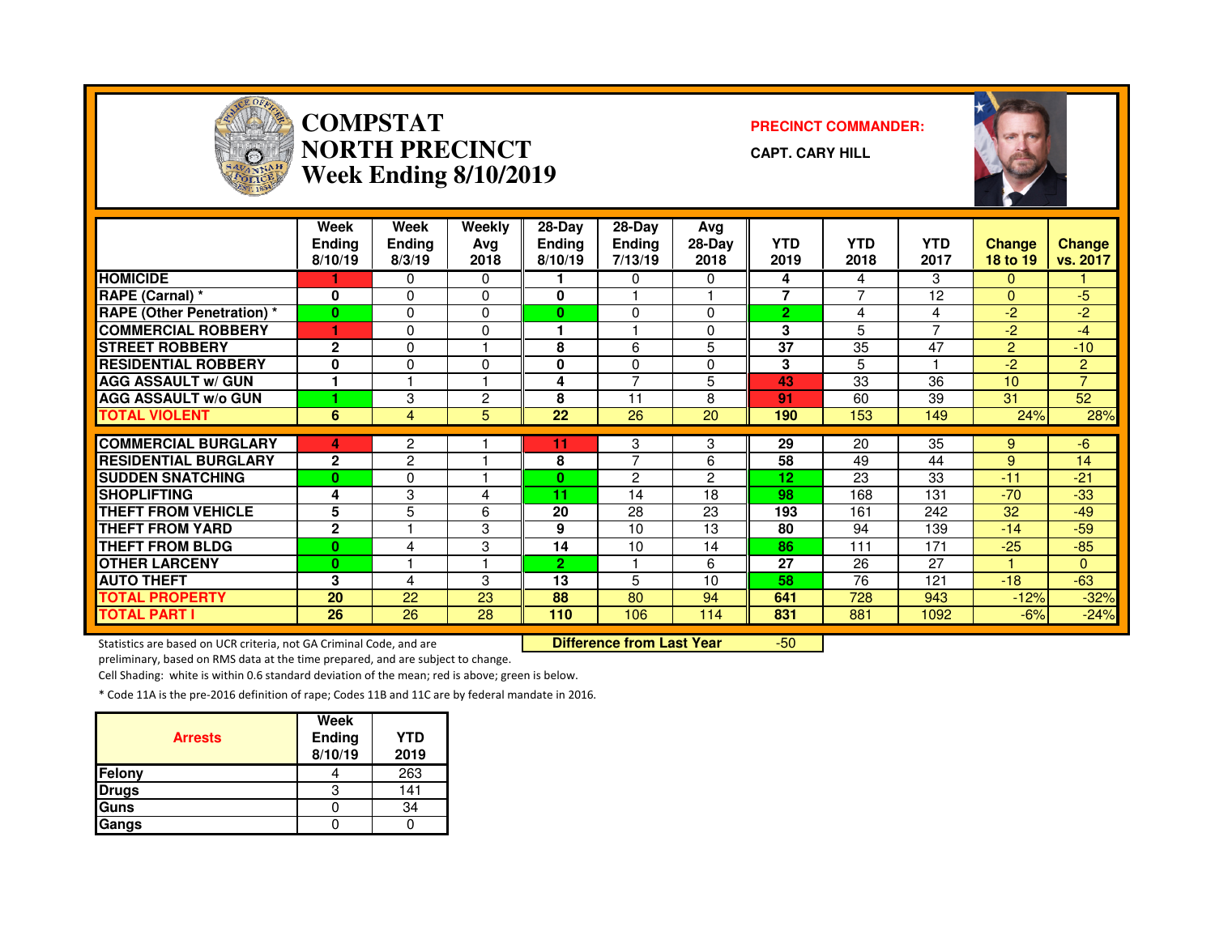# COMPSTAT NORTH PRECINCT
## Week Ending 8/10/2019

**PRECINCT COMMANDER:**

**CAPT. CARY HILL**

| | Week Ending 8/10/19 | Week Ending 8/3/19 | Weekly Avg 2018 | 28-Day Ending 8/10/19 | 28-Day Ending 7/13/19 | Avg 28-Day 2018 | YTD 2019 | YTD 2018 | YTD 2017 | Change 18 to 19 | Change vs. 2017 |
|---|---|---|---|---|---|---|---|---|---|---|---|
| HOMICIDE | 1 | 0 | 0 | 1 | 0 | 0 | 4 | 4 | 3 | 0 | 1 |
| RAPE (Carnal) * | 0 | 0 | 0 | 0 | 1 | 1 | 7 | 7 | 12 | 0 | -5 |
| RAPE (Other Penetration) * | 0 | 0 | 0 | 0 | 0 | 0 | 2 | 4 | 4 | -2 | -2 |
| COMMERCIAL ROBBERY | 1 | 0 | 0 | 1 | 1 | 0 | 3 | 5 | 7 | -2 | -4 |
| STREET ROBBERY | 2 | 0 | 1 | 8 | 6 | 5 | 37 | 35 | 47 | 2 | -10 |
| RESIDENTIAL ROBBERY | 0 | 0 | 0 | 0 | 0 | 0 | 3 | 5 | 1 | -2 | 2 |
| AGG ASSAULT w/ GUN | 1 | 1 | 1 | 4 | 7 | 5 | 43 | 33 | 36 | 10 | 7 |
| AGG ASSAULT w/o GUN | 1 | 3 | 2 | 8 | 11 | 8 | 91 | 60 | 39 | 31 | 52 |
| TOTAL VIOLENT | 6 | 4 | 5 | 22 | 26 | 20 | 190 | 153 | 149 | 24% | 28% |
| COMMERCIAL BURGLARY | 4 | 2 | 1 | 11 | 3 | 3 | 29 | 20 | 35 | 9 | -6 |
| RESIDENTIAL BURGLARY | 2 | 2 | 1 | 8 | 7 | 6 | 58 | 49 | 44 | 9 | 14 |
| SUDDEN SNATCHING | 0 | 0 | 1 | 0 | 2 | 2 | 12 | 23 | 33 | -11 | -21 |
| SHOPLIFTING | 4 | 3 | 4 | 11 | 14 | 18 | 98 | 168 | 131 | -70 | -33 |
| THEFT FROM VEHICLE | 5 | 5 | 6 | 20 | 28 | 23 | 193 | 161 | 242 | 32 | -49 |
| THEFT FROM YARD | 2 | 1 | 3 | 9 | 10 | 13 | 80 | 94 | 139 | -14 | -59 |
| THEFT FROM BLDG | 0 | 4 | 3 | 14 | 10 | 14 | 86 | 111 | 171 | -25 | -85 |
| OTHER LARCENY | 0 | 1 | 1 | 2 | 1 | 6 | 27 | 26 | 27 | 1 | 0 |
| AUTO THEFT | 3 | 4 | 3 | 13 | 5 | 10 | 58 | 76 | 121 | -18 | -63 |
| TOTAL PROPERTY | 20 | 22 | 23 | 88 | 80 | 94 | 641 | 728 | 943 | -12% | -32% |
| TOTAL PART I | 26 | 26 | 28 | 110 | 106 | 114 | 831 | 881 | 1092 | -6% | -24% |

**Difference from Last Year** -50

Statistics are based on UCR criteria, not GA Criminal Code, and are preliminary, based on RMS data at the time prepared, and are subject to change.

Cell Shading: white is within 0.6 standard deviation of the mean; red is above; green is below.

* Code 11A is the pre-2016 definition of rape; Codes 11B and 11C are by federal mandate in 2016.

| Arrests | Week Ending 8/10/19 | YTD 2019 |
|---|---|---|
| Felony | 4 | 263 |
| Drugs | 3 | 141 |
| Guns | 0 | 34 |
| Gangs | 0 | 0 |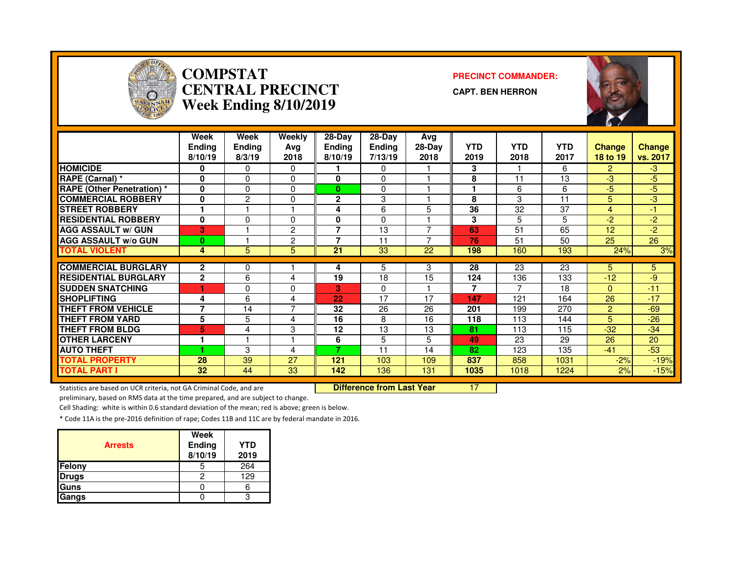# COMPSTAT
# CENTRAL PRECINCT
# Week Ending 8/10/2019

**PRECINCT COMMANDER:**

**CAPT. BEN HERRON**

| | Week Ending 8/10/19 | Week Ending 8/3/19 | Weekly Avg 2018 | 28-Day Ending 8/10/19 | 28-Day Ending 7/13/19 | Avg 28-Day 2018 | YTD 2019 | YTD 2018 | YTD 2017 | Change 18 to 19 | Change vs. 2017 |
|---|---|---|---|---|---|---|---|---|---|---|---|
| HOMICIDE | 0 | 0 | 0 | 1 | 0 | 1 | 3 | 1 | 6 | 2 | -3 |
| RAPE (Carnal) * | 0 | 0 | 0 | 0 | 0 | 1 | 8 | 11 | 13 | -3 | -5 |
| RAPE (Other Penetration) * | 0 | 0 | 0 | 0 | 0 | 1 | 1 | 6 | 6 | -5 | -5 |
| COMMERCIAL ROBBERY | 0 | 2 | 0 | 2 | 3 | 1 | 8 | 3 | 11 | 5 | -3 |
| STREET ROBBERY | 1 | 1 | 1 | 4 | 6 | 5 | 36 | 32 | 37 | 4 | -1 |
| RESIDENTIAL ROBBERY | 0 | 0 | 0 | 0 | 0 | 1 | 3 | 5 | 5 | -2 | -2 |
| AGG ASSAULT w/ GUN | 3 | 1 | 2 | 7 | 13 | 7 | 63 | 51 | 65 | 12 | -2 |
| AGG ASSAULT w/o GUN | 0 | 1 | 2 | 7 | 11 | 7 | 76 | 51 | 50 | 25 | 26 |
| TOTAL VIOLENT | 4 | 5 | 5 | 21 | 33 | 22 | 198 | 160 | 193 | 24% | 3% |
| COMMERCIAL BURGLARY | 2 | 0 | 1 | 4 | 5 | 3 | 28 | 23 | 23 | 5 | 5 |
| RESIDENTIAL BURGLARY | 2 | 6 | 4 | 19 | 18 | 15 | 124 | 136 | 133 | -12 | -9 |
| SUDDEN SNATCHING | 1 | 0 | 0 | 3 | 0 | 1 | 7 | 7 | 18 | 0 | -11 |
| SHOPLIFTING | 4 | 6 | 4 | 22 | 17 | 17 | 147 | 121 | 164 | 26 | -17 |
| THEFT FROM VEHICLE | 7 | 14 | 7 | 32 | 26 | 26 | 201 | 199 | 270 | 2 | -69 |
| THEFT FROM YARD | 5 | 5 | 4 | 16 | 8 | 16 | 118 | 113 | 144 | 5 | -26 |
| THEFT FROM BLDG | 5 | 4 | 3 | 12 | 13 | 13 | 81 | 113 | 115 | -32 | -34 |
| OTHER LARCENY | 1 | 1 | 1 | 6 | 5 | 5 | 49 | 23 | 29 | 26 | 20 |
| AUTO THEFT | 1 | 3 | 4 | 7 | 11 | 14 | 82 | 123 | 135 | -41 | -53 |
| TOTAL PROPERTY | 28 | 39 | 27 | 121 | 103 | 109 | 837 | 858 | 1031 | -2% | -19% |
| TOTAL PART I | 32 | 44 | 33 | 142 | 136 | 131 | 1035 | 1018 | 1224 | 2% | -15% |

**Difference from Last Year** 17

Statistics are based on UCR criteria, not GA Criminal Code, and are preliminary, based on RMS data at the time prepared, and are subject to change.

Cell Shading: white is within 0.6 standard deviation of the mean; red is above; green is below.

* Code 11A is the pre-2016 definition of rape; Codes 11B and 11C are by federal mandate in 2016.

| Arrests | Week Ending 8/10/19 | YTD 2019 |
|---|---|---|
| Felony | 5 | 264 |
| Drugs | 2 | 129 |
| Guns | 0 | 6 |
| Gangs | 0 | 3 |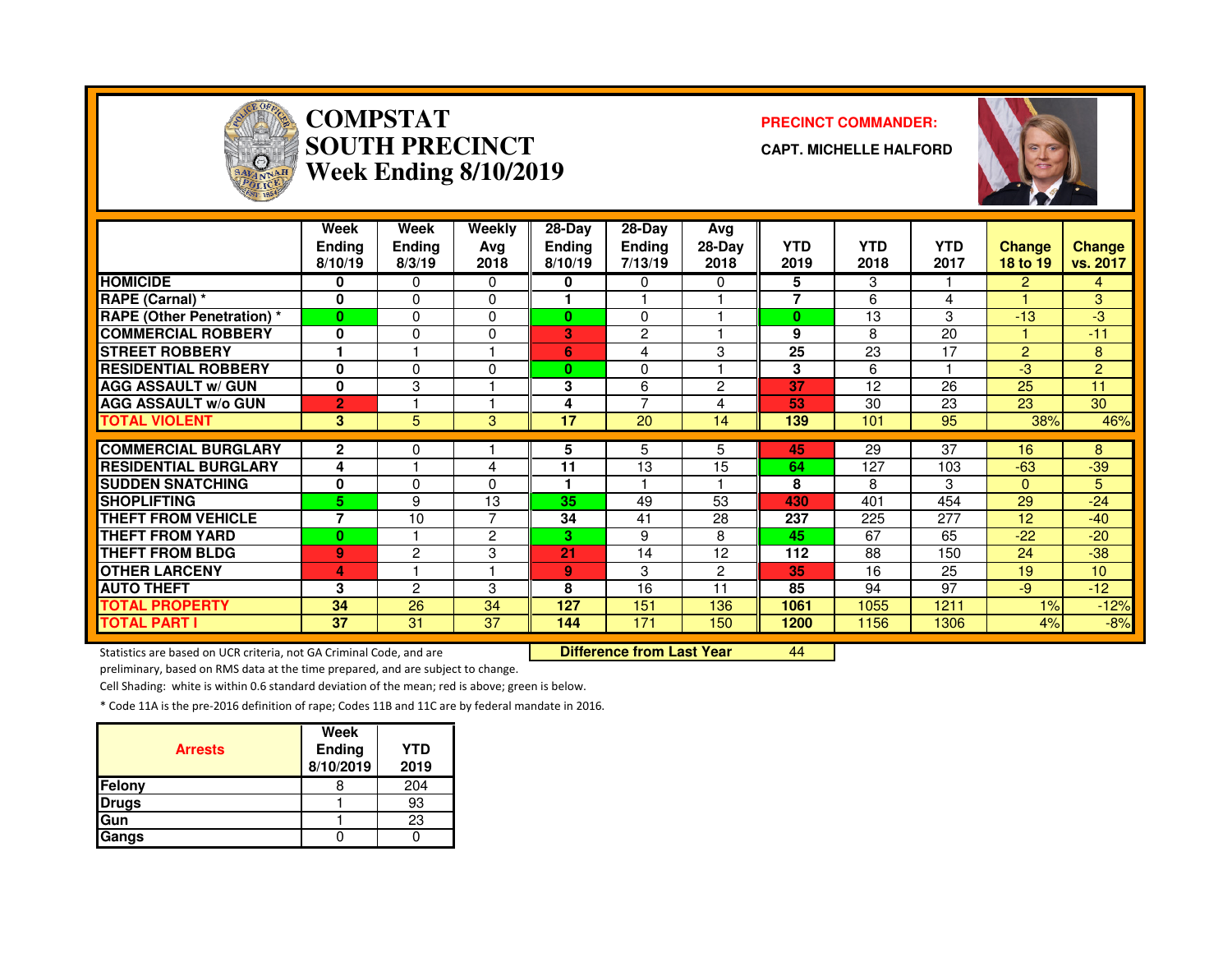# COMPSTAT SOUTH PRECINCT Week Ending 8/10/2019

**PRECINCT COMMANDER:**

**CAPT. MICHELLE HALFORD**

| | Week Ending 8/10/19 | Week Ending 8/3/19 | Weekly Avg 2018 | 28-Day Ending 8/10/19 | 28-Day Ending 7/13/19 | Avg 28-Day 2018 | YTD 2019 | YTD 2018 | YTD 2017 | Change 18 to 19 | Change vs. 2017 |
|---|---|---|---|---|---|---|---|---|---|---|---|
| HOMICIDE | 0 | 0 | 0 | 0 | 0 | 0 | 5 | 3 | 1 | 2 | 4 |
| RAPE (Carnal) * | 0 | 0 | 0 | 1 | 1 | 1 | 7 | 6 | 4 | 1 | 3 |
| RAPE (Other Penetration) * | 0 | 0 | 0 | 0 | 0 | 1 | 0 | 13 | 3 | -13 | -3 |
| COMMERCIAL ROBBERY | 0 | 0 | 0 | 3 | 2 | 1 | 9 | 8 | 20 | 1 | -11 |
| STREET ROBBERY | 1 | 1 | 1 | 6 | 4 | 3 | 25 | 23 | 17 | 2 | 8 |
| RESIDENTIAL ROBBERY | 0 | 0 | 0 | 0 | 0 | 1 | 3 | 6 | 1 | -3 | 2 |
| AGG ASSAULT w/ GUN | 0 | 3 | 1 | 3 | 6 | 2 | 37 | 12 | 26 | 25 | 11 |
| AGG ASSAULT w/o GUN | 2 | 1 | 1 | 4 | 7 | 4 | 53 | 30 | 23 | 23 | 30 |
| TOTAL VIOLENT | 3 | 5 | 3 | 17 | 20 | 14 | 139 | 101 | 95 | 38% | 46% |
| COMMERCIAL BURGLARY | 2 | 0 | 1 | 5 | 5 | 5 | 45 | 29 | 37 | 16 | 8 |
| RESIDENTIAL BURGLARY | 4 | 1 | 4 | 11 | 13 | 15 | 64 | 127 | 103 | -63 | -39 |
| SUDDEN SNATCHING | 0 | 0 | 0 | 1 | 1 | 1 | 8 | 8 | 3 | 0 | 5 |
| SHOPLIFTING | 5 | 9 | 13 | 35 | 49 | 53 | 430 | 401 | 454 | 29 | -24 |
| THEFT FROM VEHICLE | 7 | 10 | 7 | 34 | 41 | 28 | 237 | 225 | 277 | 12 | -40 |
| THEFT FROM YARD | 0 | 1 | 2 | 3 | 9 | 8 | 45 | 67 | 65 | -22 | -20 |
| THEFT FROM BLDG | 9 | 2 | 3 | 21 | 14 | 12 | 112 | 88 | 150 | 24 | -38 |
| OTHER LARCENY | 4 | 1 | 1 | 9 | 3 | 2 | 35 | 16 | 25 | 19 | 10 |
| AUTO THEFT | 3 | 2 | 3 | 8 | 16 | 11 | 85 | 94 | 97 | -9 | -12 |
| TOTAL PROPERTY | 34 | 26 | 34 | 127 | 151 | 136 | 1061 | 1055 | 1211 | 1% | -12% |
| TOTAL PART I | 37 | 31 | 37 | 144 | 171 | 150 | 1200 | 1156 | 1306 | 4% | -8% |

**Difference from Last Year** 44

Statistics are based on UCR criteria, not GA Criminal Code, and are preliminary, based on RMS data at the time prepared, and are subject to change.

Cell Shading: white is within 0.6 standard deviation of the mean; red is above; green is below.

* Code 11A is the pre-2016 definition of rape; Codes 11B and 11C are by federal mandate in 2016.

| Arrests | Week Ending 8/10/2019 | YTD 2019 |
|---|---|---|
| Felony | 8 | 204 |
| Drugs | 1 | 93 |
| Gun | 1 | 23 |
| Gangs | 0 | 0 |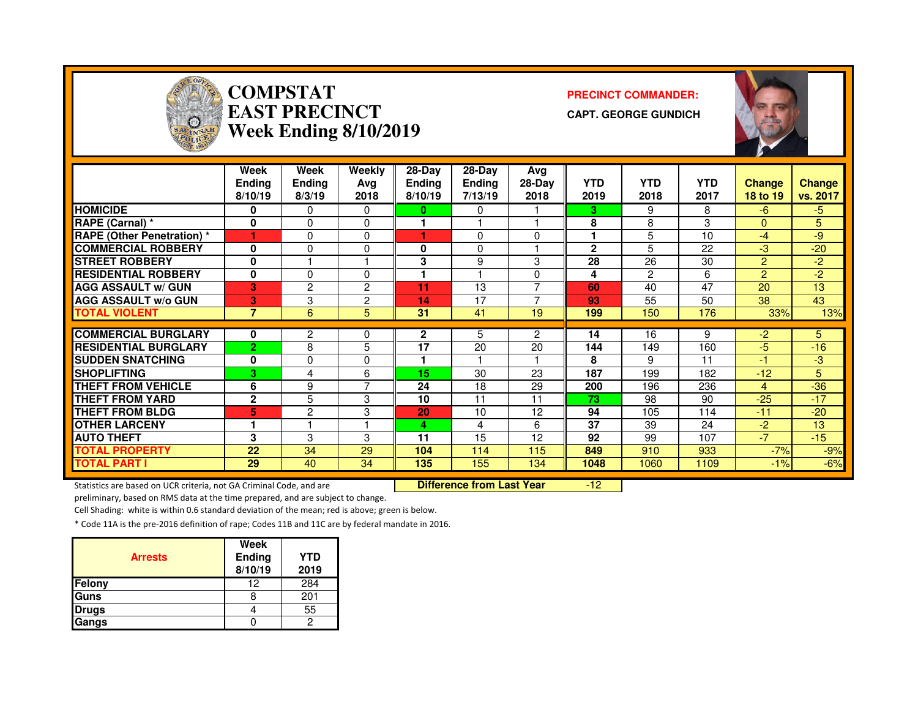# COMPSTAT
# EAST PRECINCT
# Week Ending 8/10/2019

**PRECINCT COMMANDER:**

**CAPT. GEORGE GUNDICH**

| | Week Ending 8/10/19 | Week Ending 8/3/19 | Weekly Avg 2018 | 28-Day Ending 8/10/19 | 28-Day Ending 7/13/19 | Avg 28-Day 2018 | YTD 2019 | YTD 2018 | YTD 2017 | Change 18 to 19 | Change vs. 2017 |
|---|---|---|---|---|---|---|---|---|---|---|---|
| HOMICIDE | 0 | 0 | 0 | 0 | 0 | 1 | 3 | 9 | 8 | -6 | -5 |
| RAPE (Carnal) * | 0 | 0 | 0 | 1 | 1 | 1 | 8 | 8 | 3 | 0 | 5 |
| RAPE (Other Penetration) * | 1 | 0 | 0 | 1 | 0 | 0 | 1 | 5 | 10 | -4 | -9 |
| COMMERCIAL ROBBERY | 0 | 0 | 0 | 0 | 0 | 1 | 2 | 5 | 22 | -3 | -20 |
| STREET ROBBERY | 0 | 1 | 1 | 3 | 9 | 3 | 28 | 26 | 30 | 2 | -2 |
| RESIDENTIAL ROBBERY | 0 | 0 | 0 | 1 | 1 | 0 | 4 | 2 | 6 | 2 | -2 |
| AGG ASSAULT w/ GUN | 3 | 2 | 2 | 11 | 13 | 7 | 60 | 40 | 47 | 20 | 13 |
| AGG ASSAULT w/o GUN | 3 | 3 | 2 | 14 | 17 | 7 | 93 | 55 | 50 | 38 | 43 |
| TOTAL VIOLENT | 7 | 6 | 5 | 31 | 41 | 19 | 199 | 150 | 176 | 33% | 13% |
| COMMERCIAL BURGLARY | 0 | 2 | 0 | 2 | 5 | 2 | 14 | 16 | 9 | -2 | 5 |
| RESIDENTIAL BURGLARY | 2 | 8 | 5 | 17 | 20 | 20 | 144 | 149 | 160 | -5 | -16 |
| SUDDEN SNATCHING | 0 | 0 | 0 | 1 | 1 | 1 | 8 | 9 | 11 | -1 | -3 |
| SHOPLIFTING | 3 | 4 | 6 | 15 | 30 | 23 | 187 | 199 | 182 | -12 | 5 |
| THEFT FROM VEHICLE | 6 | 9 | 7 | 24 | 18 | 29 | 200 | 196 | 236 | 4 | -36 |
| THEFT FROM YARD | 2 | 5 | 3 | 10 | 11 | 11 | 73 | 98 | 90 | -25 | -17 |
| THEFT FROM BLDG | 5 | 2 | 3 | 20 | 10 | 12 | 94 | 105 | 114 | -11 | -20 |
| OTHER LARCENY | 1 | 1 | 1 | 4 | 4 | 6 | 37 | 39 | 24 | -2 | 13 |
| AUTO THEFT | 3 | 3 | 3 | 11 | 15 | 12 | 92 | 99 | 107 | -7 | -15 |
| TOTAL PROPERTY | 22 | 34 | 29 | 104 | 114 | 115 | 849 | 910 | 933 | -7% | -9% |
| TOTAL PART I | 29 | 40 | 34 | 135 | 155 | 134 | 1048 | 1060 | 1109 | -1% | -6% |

Statistics are based on UCR criteria, not GA Criminal Code, and are preliminary, based on RMS data at the time prepared, and are subject to change.

**Difference from Last Year** -12

Cell Shading: white is within 0.6 standard deviation of the mean; red is above; green is below.

* Code 11A is the pre-2016 definition of rape; Codes 11B and 11C are by federal mandate in 2016.

| Arrests | Week Ending 8/10/19 | YTD 2019 |
|---|---|---|
| Felony | 12 | 284 |
| Guns | 8 | 201 |
| Drugs | 4 | 55 |
| Gangs | 0 | 2 |